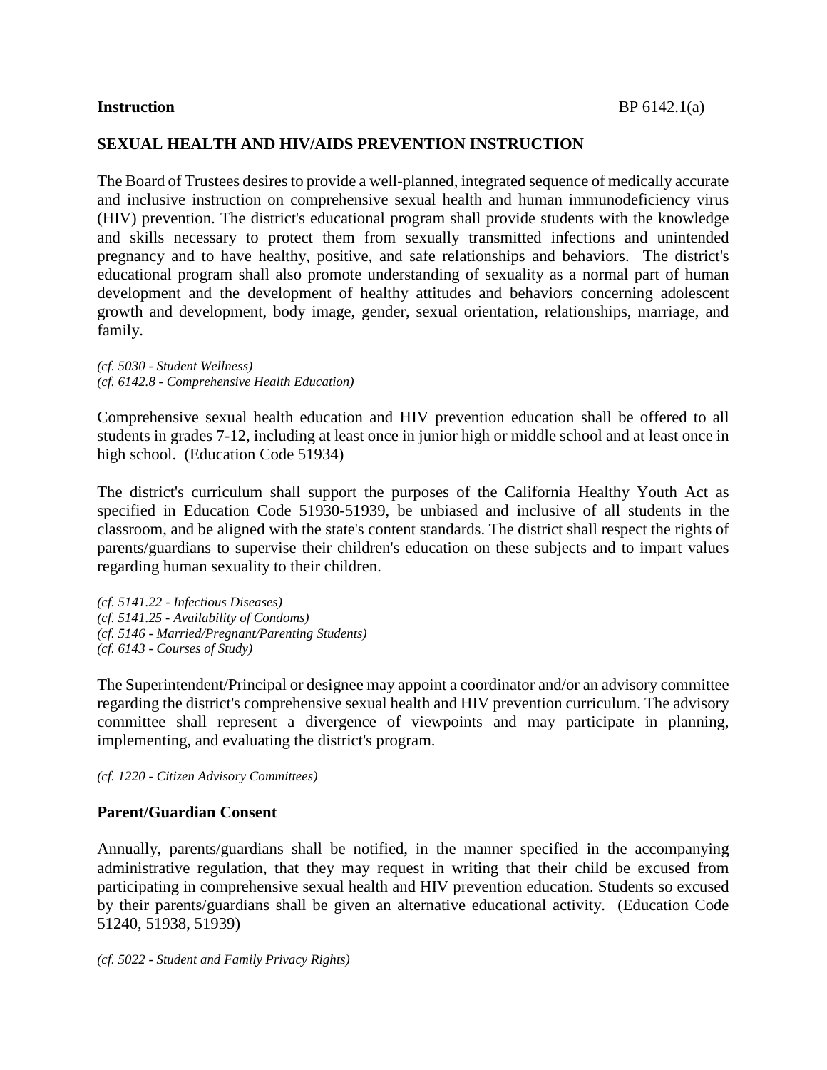**Instruction** BP 6142.1(a)

## SEXUAL HEALTH AND HIV/AIDS PREVENTION INSTRUCTION

The Board of Trustees desires to provide a well-planned, integrated sequence of medically accurate and inclusive instruction on comprehensive sexual health and human immunodeficiency virus (HIV) prevention. The district's educational program shall provide students with the knowledge and skills necessary to protect them from sexually transmitted infections and unintended pregnancy and to have healthy, positive, and safe relationships and behaviors. The district's educational program shall also promote understanding of sexuality as a normal part of human development and the development of healthy attitudes and behaviors concerning adolescent growth and development, body image, gender, sexual orientation, relationships, marriage, and family.

*(cf. 5030 - Student Wellness)*
*(cf. 6142.8 - Comprehensive Health Education)*

Comprehensive sexual health education and HIV prevention education shall be offered to all students in grades 7-12, including at least once in junior high or middle school and at least once in high school. (Education Code 51934)

The district's curriculum shall support the purposes of the California Healthy Youth Act as specified in Education Code 51930-51939, be unbiased and inclusive of all students in the classroom, and be aligned with the state's content standards. The district shall respect the rights of parents/guardians to supervise their children's education on these subjects and to impart values regarding human sexuality to their children.

*(cf. 5141.22 - Infectious Diseases)*
*(cf. 5141.25 - Availability of Condoms)*
*(cf. 5146 - Married/Pregnant/Parenting Students)*
*(cf. 6143 - Courses of Study)*

The Superintendent/Principal or designee may appoint a coordinator and/or an advisory committee regarding the district's comprehensive sexual health and HIV prevention curriculum. The advisory committee shall represent a divergence of viewpoints and may participate in planning, implementing, and evaluating the district's program.

*(cf. 1220 - Citizen Advisory Committees)*

### Parent/Guardian Consent

Annually, parents/guardians shall be notified, in the manner specified in the accompanying administrative regulation, that they may request in writing that their child be excused from participating in comprehensive sexual health and HIV prevention education. Students so excused by their parents/guardians shall be given an alternative educational activity. (Education Code 51240, 51938, 51939)

*(cf. 5022 - Student and Family Privacy Rights)*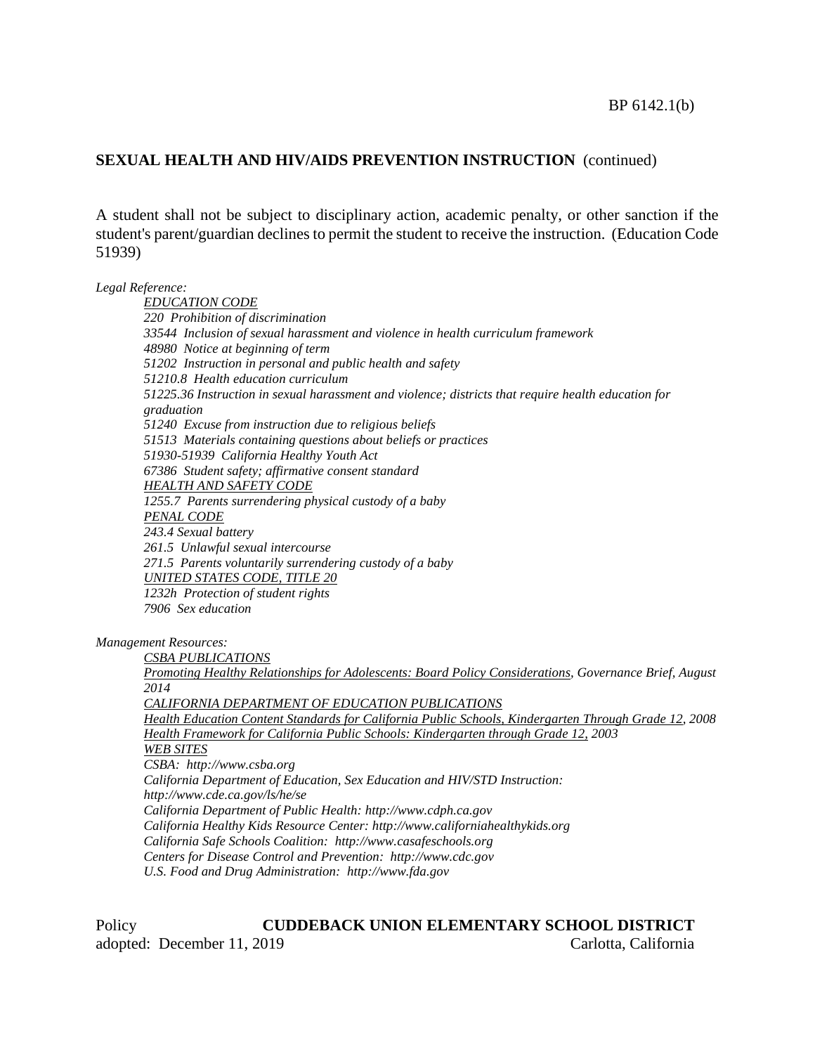## SEXUAL HEALTH AND HIV/AIDS PREVENTION INSTRUCTION (continued)

A student shall not be subject to disciplinary action, academic penalty, or other sanction if the student's parent/guardian declines to permit the student to receive the instruction. (Education Code 51939)

*Legal Reference:*

*EDUCATION CODE*
*220 Prohibition of discrimination*
*33544 Inclusion of sexual harassment and violence in health curriculum framework*
*48980 Notice at beginning of term*
*51202 Instruction in personal and public health and safety*
*51210.8 Health education curriculum*
*51225.36 Instruction in sexual harassment and violence; districts that require health education for graduation*
*51240 Excuse from instruction due to religious beliefs*
*51513 Materials containing questions about beliefs or practices*
*51930-51939 California Healthy Youth Act*
*67386 Student safety; affirmative consent standard*
*HEALTH AND SAFETY CODE*
*1255.7 Parents surrendering physical custody of a baby*
*PENAL CODE*
*243.4 Sexual battery*
*261.5 Unlawful sexual intercourse*
*271.5 Parents voluntarily surrendering custody of a baby*
*UNITED STATES CODE, TITLE 20*
*1232h Protection of student rights*
*7906 Sex education*

*Management Resources:*

*CSBA PUBLICATIONS*
*Promoting Healthy Relationships for Adolescents: Board Policy Considerations, Governance Brief, August 2014*
*CALIFORNIA DEPARTMENT OF EDUCATION PUBLICATIONS*
*Health Education Content Standards for California Public Schools, Kindergarten Through Grade 12, 2008*
*Health Framework for California Public Schools: Kindergarten through Grade 12, 2003*
*WEB SITES*
*CSBA: http://www.csba.org*
*California Department of Education, Sex Education and HIV/STD Instruction: http://www.cde.ca.gov/ls/he/se*
*California Department of Public Health: http://www.cdph.ca.gov*
*California Healthy Kids Resource Center: http://www.californiahealthykids.org*
*California Safe Schools Coalition: http://www.casafeschools.org*
*Centers for Disease Control and Prevention: http://www.cdc.gov*
*U.S. Food and Drug Administration: http://www.fda.gov*

Policy **CUDDEBACK UNION ELEMENTARY SCHOOL DISTRICT**
adopted: December 11, 2019 Carlotta, California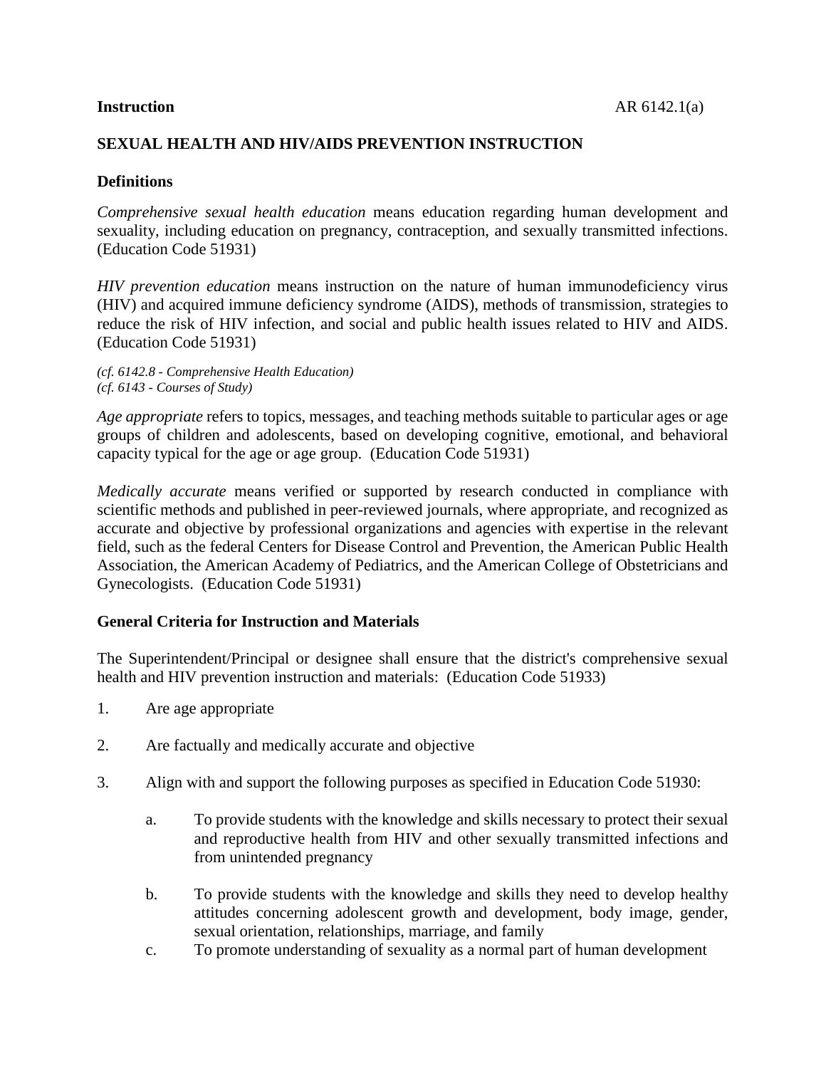**Instruction** AR 6142.1(a)

## SEXUAL HEALTH AND HIV/AIDS PREVENTION INSTRUCTION

### Definitions

*Comprehensive sexual health education* means education regarding human development and sexuality, including education on pregnancy, contraception, and sexually transmitted infections. (Education Code 51931)

*HIV prevention education* means instruction on the nature of human immunodeficiency virus (HIV) and acquired immune deficiency syndrome (AIDS), methods of transmission, strategies to reduce the risk of HIV infection, and social and public health issues related to HIV and AIDS. (Education Code 51931)

*(cf. 6142.8 - Comprehensive Health Education)*
*(cf. 6143 - Courses of Study)*

*Age appropriate* refers to topics, messages, and teaching methods suitable to particular ages or age groups of children and adolescents, based on developing cognitive, emotional, and behavioral capacity typical for the age or age group. (Education Code 51931)

*Medically accurate* means verified or supported by research conducted in compliance with scientific methods and published in peer-reviewed journals, where appropriate, and recognized as accurate and objective by professional organizations and agencies with expertise in the relevant field, such as the federal Centers for Disease Control and Prevention, the American Public Health Association, the American Academy of Pediatrics, and the American College of Obstetricians and Gynecologists. (Education Code 51931)

### General Criteria for Instruction and Materials

The Superintendent/Principal or designee shall ensure that the district's comprehensive sexual health and HIV prevention instruction and materials: (Education Code 51933)

1. Are age appropriate

2. Are factually and medically accurate and objective

3. Align with and support the following purposes as specified in Education Code 51930:

   a. To provide students with the knowledge and skills necessary to protect their sexual and reproductive health from HIV and other sexually transmitted infections and from unintended pregnancy

   b. To provide students with the knowledge and skills they need to develop healthy attitudes concerning adolescent growth and development, body image, gender, sexual orientation, relationships, marriage, and family

   c. To promote understanding of sexuality as a normal part of human development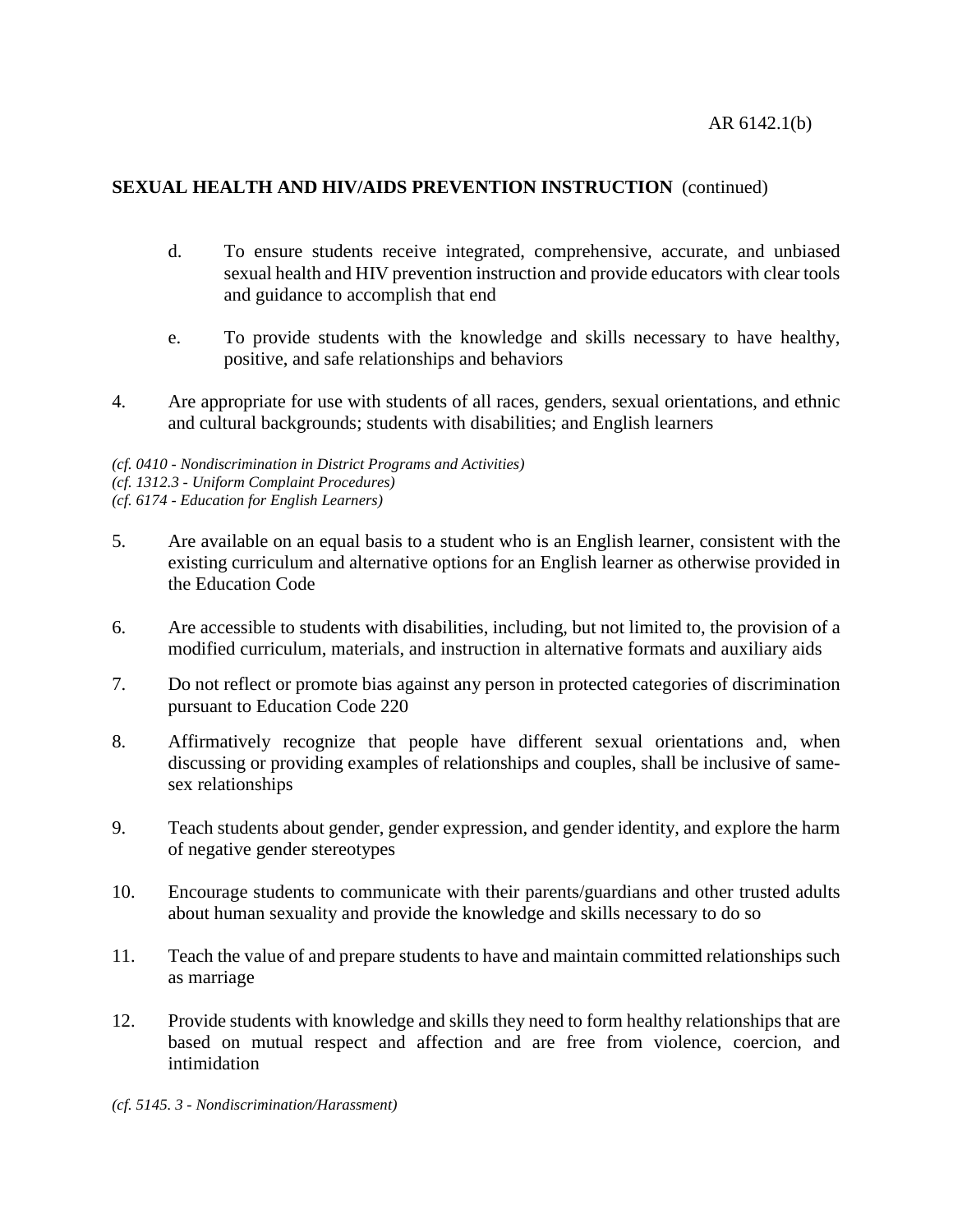**SEXUAL HEALTH AND HIV/AIDS PREVENTION INSTRUCTION** (continued)

d. To ensure students receive integrated, comprehensive, accurate, and unbiased sexual health and HIV prevention instruction and provide educators with clear tools and guidance to accomplish that end

e. To provide students with the knowledge and skills necessary to have healthy, positive, and safe relationships and behaviors

4. Are appropriate for use with students of all races, genders, sexual orientations, and ethnic and cultural backgrounds; students with disabilities; and English learners

*(cf. 0410 - Nondiscrimination in District Programs and Activities)*
*(cf. 1312.3 - Uniform Complaint Procedures)*
*(cf. 6174 - Education for English Learners)*

5. Are available on an equal basis to a student who is an English learner, consistent with the existing curriculum and alternative options for an English learner as otherwise provided in the Education Code

6. Are accessible to students with disabilities, including, but not limited to, the provision of a modified curriculum, materials, and instruction in alternative formats and auxiliary aids

7. Do not reflect or promote bias against any person in protected categories of discrimination pursuant to Education Code 220

8. Affirmatively recognize that people have different sexual orientations and, when discussing or providing examples of relationships and couples, shall be inclusive of same-sex relationships

9. Teach students about gender, gender expression, and gender identity, and explore the harm of negative gender stereotypes

10. Encourage students to communicate with their parents/guardians and other trusted adults about human sexuality and provide the knowledge and skills necessary to do so

11. Teach the value of and prepare students to have and maintain committed relationships such as marriage

12. Provide students with knowledge and skills they need to form healthy relationships that are based on mutual respect and affection and are free from violence, coercion, and intimidation

*(cf. 5145. 3 - Nondiscrimination/Harassment)*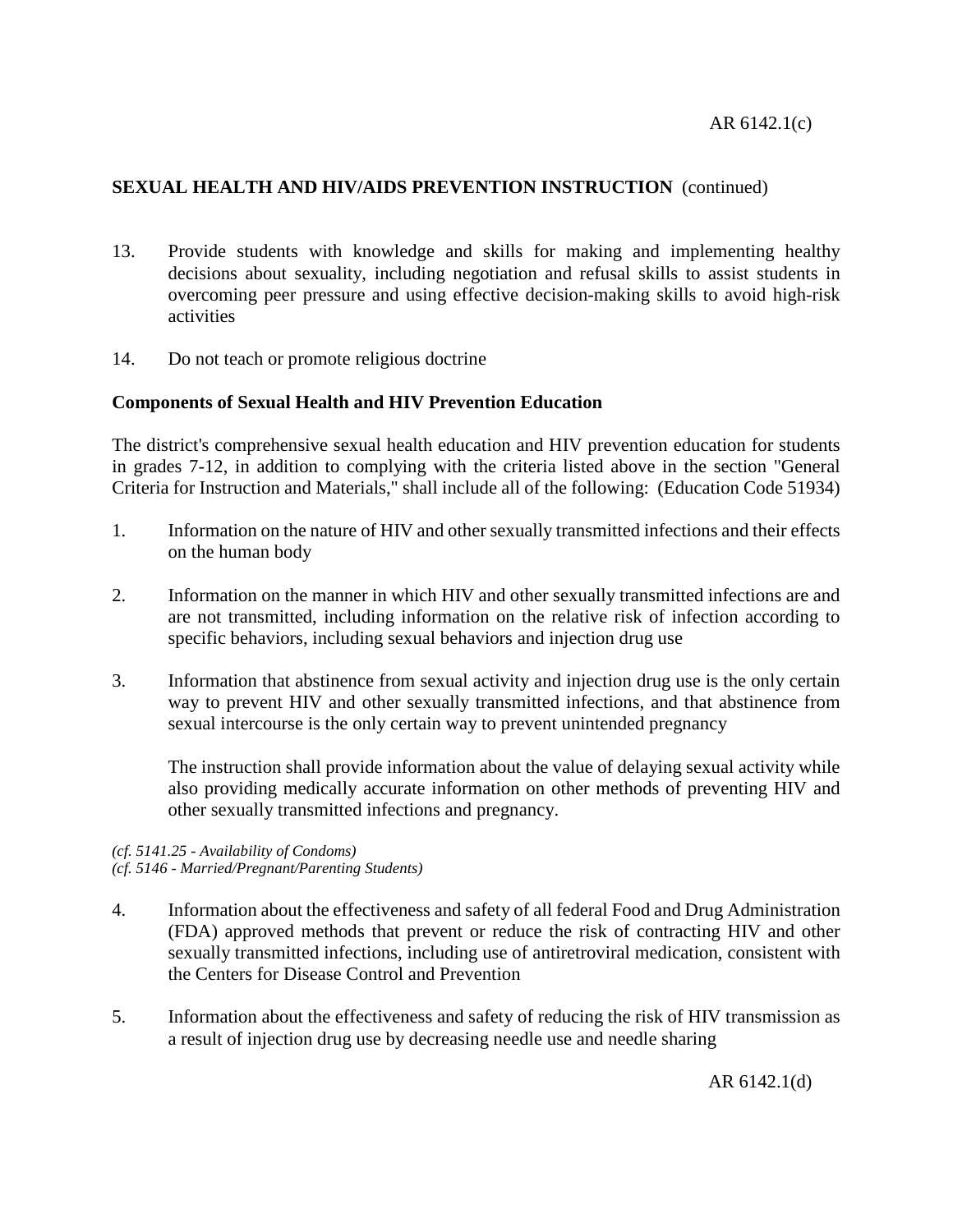**SEXUAL HEALTH AND HIV/AIDS PREVENTION INSTRUCTION** (continued)

13. Provide students with knowledge and skills for making and implementing healthy decisions about sexuality, including negotiation and refusal skills to assist students in overcoming peer pressure and using effective decision-making skills to avoid high-risk activities

14. Do not teach or promote religious doctrine

**Components of Sexual Health and HIV Prevention Education**

The district's comprehensive sexual health education and HIV prevention education for students in grades 7-12, in addition to complying with the criteria listed above in the section "General Criteria for Instruction and Materials," shall include all of the following: (Education Code 51934)

1. Information on the nature of HIV and other sexually transmitted infections and their effects on the human body

2. Information on the manner in which HIV and other sexually transmitted infections are and are not transmitted, including information on the relative risk of infection according to specific behaviors, including sexual behaviors and injection drug use

3. Information that abstinence from sexual activity and injection drug use is the only certain way to prevent HIV and other sexually transmitted infections, and that abstinence from sexual intercourse is the only certain way to prevent unintended pregnancy

   The instruction shall provide information about the value of delaying sexual activity while also providing medically accurate information on other methods of preventing HIV and other sexually transmitted infections and pregnancy.

*(cf. 5141.25 - Availability of Condoms)*
*(cf. 5146 - Married/Pregnant/Parenting Students)*

4. Information about the effectiveness and safety of all federal Food and Drug Administration (FDA) approved methods that prevent or reduce the risk of contracting HIV and other sexually transmitted infections, including use of antiretroviral medication, consistent with the Centers for Disease Control and Prevention

5. Information about the effectiveness and safety of reducing the risk of HIV transmission as a result of injection drug use by decreasing needle use and needle sharing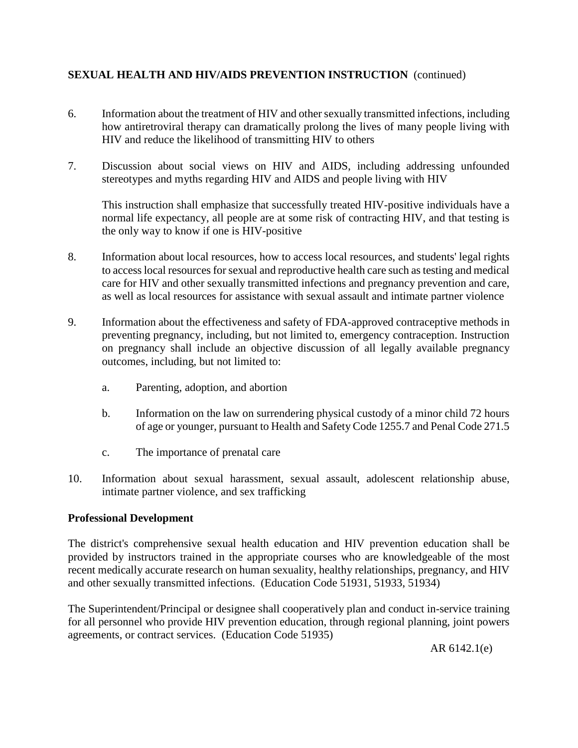**SEXUAL HEALTH AND HIV/AIDS PREVENTION INSTRUCTION** (continued)

6. Information about the treatment of HIV and other sexually transmitted infections, including how antiretroviral therapy can dramatically prolong the lives of many people living with HIV and reduce the likelihood of transmitting HIV to others

7. Discussion about social views on HIV and AIDS, including addressing unfounded stereotypes and myths regarding HIV and AIDS and people living with HIV

   This instruction shall emphasize that successfully treated HIV-positive individuals have a normal life expectancy, all people are at some risk of contracting HIV, and that testing is the only way to know if one is HIV-positive

8. Information about local resources, how to access local resources, and students' legal rights to access local resources for sexual and reproductive health care such as testing and medical care for HIV and other sexually transmitted infections and pregnancy prevention and care, as well as local resources for assistance with sexual assault and intimate partner violence

9. Information about the effectiveness and safety of FDA-approved contraceptive methods in preventing pregnancy, including, but not limited to, emergency contraception. Instruction on pregnancy shall include an objective discussion of all legally available pregnancy outcomes, including, but not limited to:

   a. Parenting, adoption, and abortion

   b. Information on the law on surrendering physical custody of a minor child 72 hours of age or younger, pursuant to Health and Safety Code 1255.7 and Penal Code 271.5

   c. The importance of prenatal care

10. Information about sexual harassment, sexual assault, adolescent relationship abuse, intimate partner violence, and sex trafficking

**Professional Development**

The district's comprehensive sexual health education and HIV prevention education shall be provided by instructors trained in the appropriate courses who are knowledgeable of the most recent medically accurate research on human sexuality, healthy relationships, pregnancy, and HIV and other sexually transmitted infections. (Education Code 51931, 51933, 51934)

The Superintendent/Principal or designee shall cooperatively plan and conduct in-service training for all personnel who provide HIV prevention education, through regional planning, joint powers agreements, or contract services. (Education Code 51935)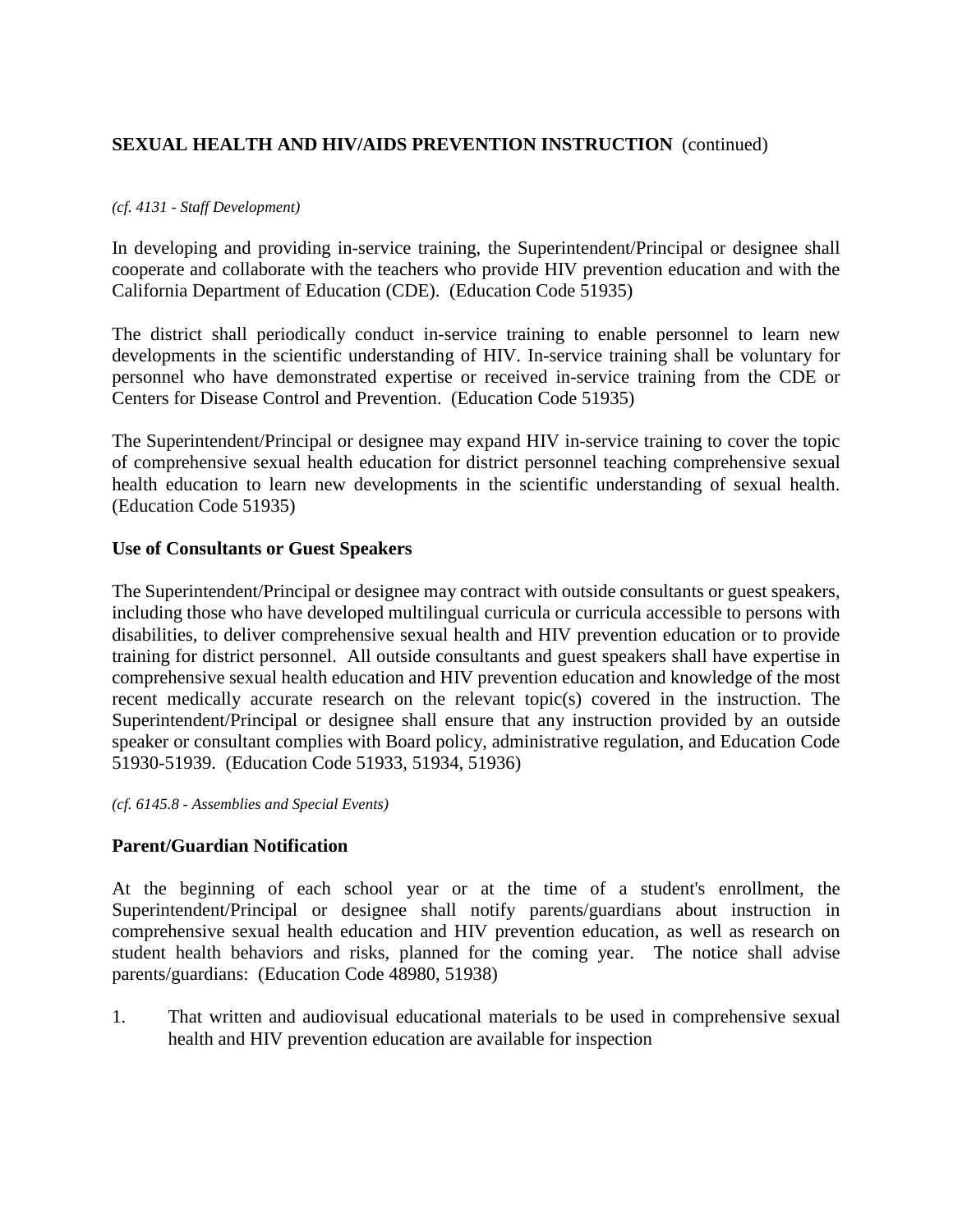*(cf. 4131 - Staff Development)*

In developing and providing in-service training, the Superintendent/Principal or designee shall cooperate and collaborate with the teachers who provide HIV prevention education and with the California Department of Education (CDE). (Education Code 51935)

The district shall periodically conduct in-service training to enable personnel to learn new developments in the scientific understanding of HIV. In-service training shall be voluntary for personnel who have demonstrated expertise or received in-service training from the CDE or Centers for Disease Control and Prevention. (Education Code 51935)

The Superintendent/Principal or designee may expand HIV in-service training to cover the topic of comprehensive sexual health education for district personnel teaching comprehensive sexual health education to learn new developments in the scientific understanding of sexual health. (Education Code 51935)

**Use of Consultants or Guest Speakers**

The Superintendent/Principal or designee may contract with outside consultants or guest speakers, including those who have developed multilingual curricula or curricula accessible to persons with disabilities, to deliver comprehensive sexual health and HIV prevention education or to provide training for district personnel. All outside consultants and guest speakers shall have expertise in comprehensive sexual health education and HIV prevention education and knowledge of the most recent medically accurate research on the relevant topic(s) covered in the instruction. The Superintendent/Principal or designee shall ensure that any instruction provided by an outside speaker or consultant complies with Board policy, administrative regulation, and Education Code 51930-51939. (Education Code 51933, 51934, 51936)

*(cf. 6145.8 - Assemblies and Special Events)*

**Parent/Guardian Notification**

At the beginning of each school year or at the time of a student's enrollment, the Superintendent/Principal or designee shall notify parents/guardians about instruction in comprehensive sexual health education and HIV prevention education, as well as research on student health behaviors and risks, planned for the coming year. The notice shall advise parents/guardians: (Education Code 48980, 51938)

1. That written and audiovisual educational materials to be used in comprehensive sexual health and HIV prevention education are available for inspection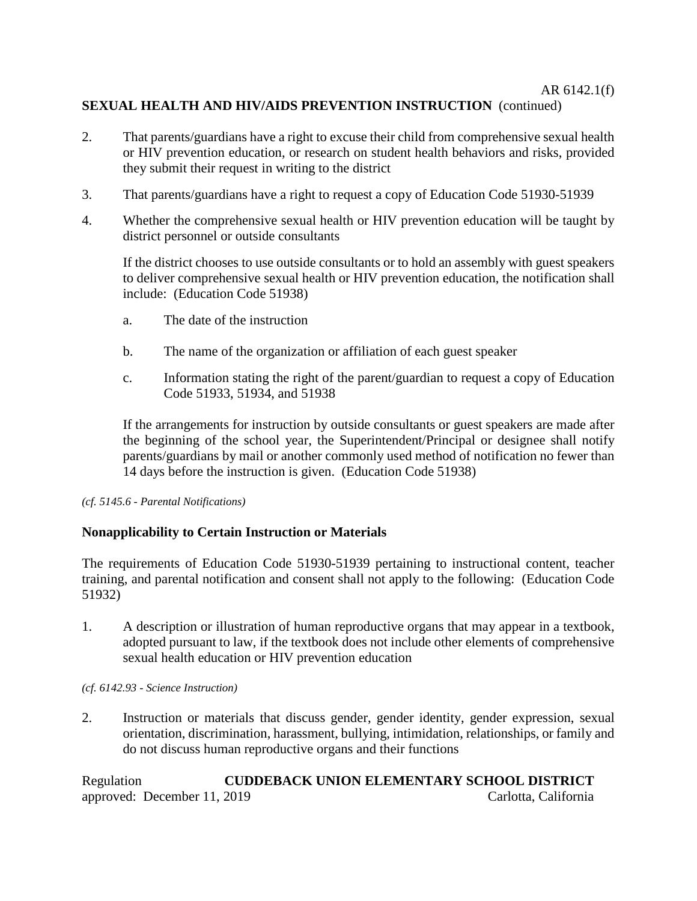2. That parents/guardians have a right to excuse their child from comprehensive sexual health or HIV prevention education, or research on student health behaviors and risks, provided they submit their request in writing to the district

3. That parents/guardians have a right to request a copy of Education Code 51930-51939

4. Whether the comprehensive sexual health or HIV prevention education will be taught by district personnel or outside consultants

   If the district chooses to use outside consultants or to hold an assembly with guest speakers to deliver comprehensive sexual health or HIV prevention education, the notification shall include: (Education Code 51938)

   a. The date of the instruction

   b. The name of the organization or affiliation of each guest speaker

   c. Information stating the right of the parent/guardian to request a copy of Education Code 51933, 51934, and 51938

   If the arrangements for instruction by outside consultants or guest speakers are made after the beginning of the school year, the Superintendent/Principal or designee shall notify parents/guardians by mail or another commonly used method of notification no fewer than 14 days before the instruction is given. (Education Code 51938)

*(cf. 5145.6 - Parental Notifications)*

**Nonapplicability to Certain Instruction or Materials**

The requirements of Education Code 51930-51939 pertaining to instructional content, teacher training, and parental notification and consent shall not apply to the following: (Education Code 51932)

1. A description or illustration of human reproductive organs that may appear in a textbook, adopted pursuant to law, if the textbook does not include other elements of comprehensive sexual health education or HIV prevention education

*(cf. 6142.93 - Science Instruction)*

2. Instruction or materials that discuss gender, gender identity, gender expression, sexual orientation, discrimination, harassment, bullying, intimidation, relationships, or family and do not discuss human reproductive organs and their functions

Regulation approved: December 11, 2019 — **CUDDEBACK UNION ELEMENTARY SCHOOL DISTRICT**, Carlotta, California